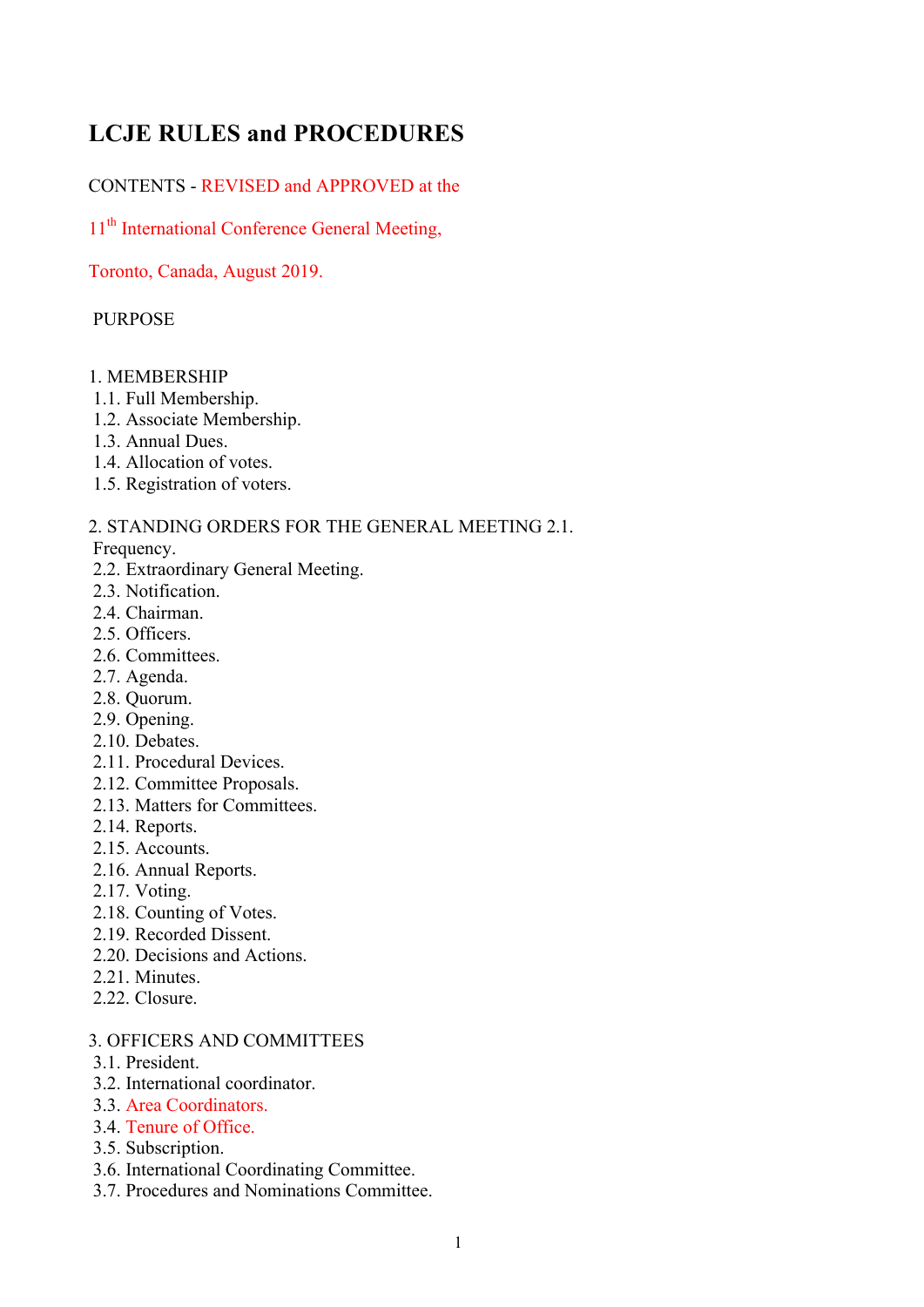# LCJE RULES and PROCEDURES

CONTENTS - REVISED and APPROVED at the

11th International Conference General Meeting,

Toronto, Canada, August 2019.

PURPOSE

1. MEMBERSHIP
   - 1.1. Full Membership.
   - 1.2. Associate Membership.
   - 1.3. Annual Dues.
   - 1.4. Allocation of votes.
   - 1.5. Registration of voters.

2. STANDING ORDERS FOR THE GENERAL MEETING
   - 2.1. Frequency.
   - 2.2. Extraordinary General Meeting.
   - 2.3. Notification.
   - 2.4. Chairman.
   - 2.5. Officers.
   - 2.6. Committees.
   - 2.7. Agenda.
   - 2.8. Quorum.
   - 2.9. Opening.
   - 2.10. Debates.
   - 2.11. Procedural Devices.
   - 2.12. Committee Proposals.
   - 2.13. Matters for Committees.
   - 2.14. Reports.
   - 2.15. Accounts.
   - 2.16. Annual Reports.
   - 2.17. Voting.
   - 2.18. Counting of Votes.
   - 2.19. Recorded Dissent.
   - 2.20. Decisions and Actions.
   - 2.21. Minutes.
   - 2.22. Closure.

3. OFFICERS AND COMMITTEES
   - 3.1. President.
   - 3.2. International coordinator.
   - 3.3. Area Coordinators.
   - 3.4. Tenure of Office.
   - 3.5. Subscription.
   - 3.6. International Coordinating Committee.
   - 3.7. Procedures and Nominations Committee.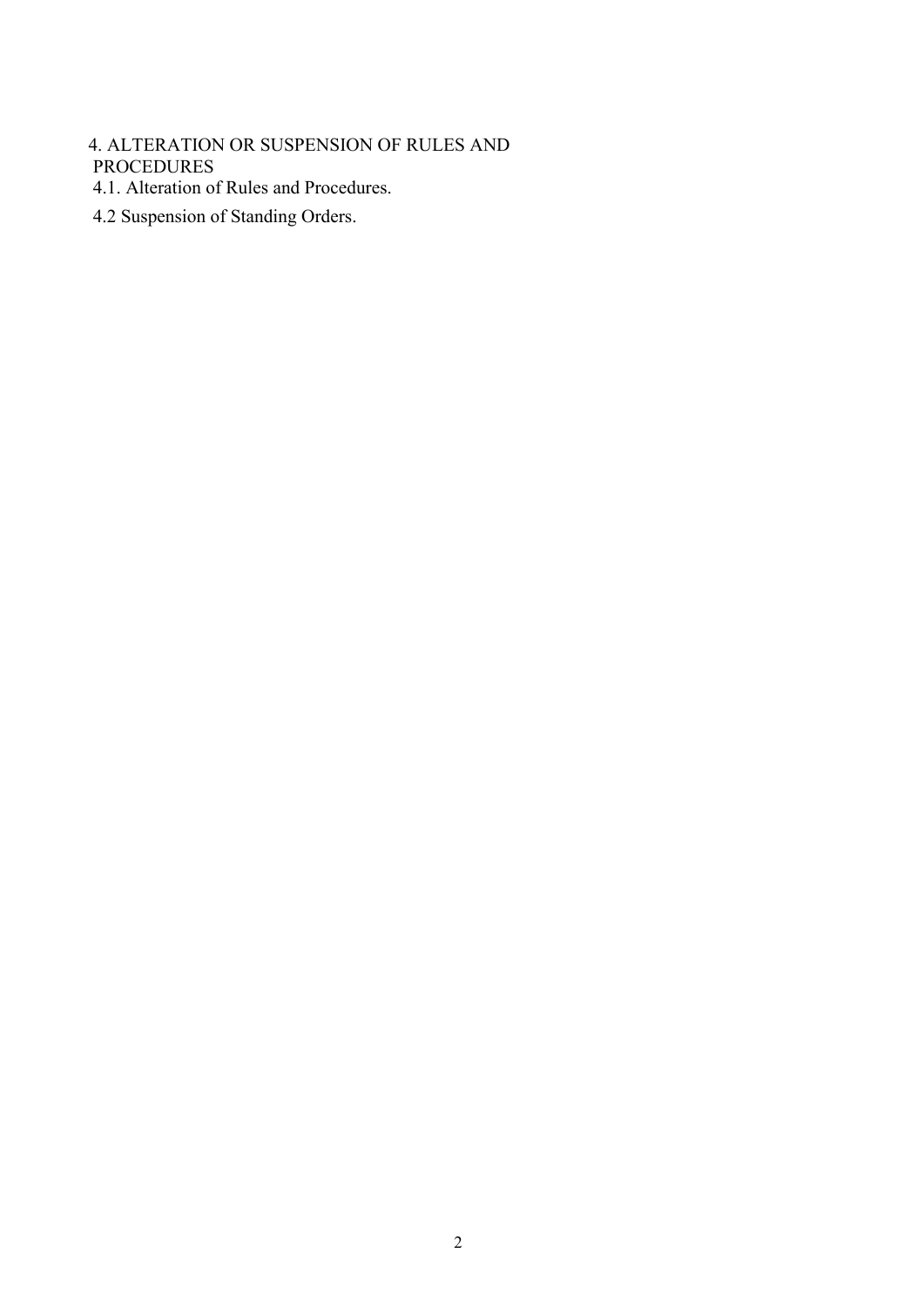4. ALTERATION OR SUSPENSION OF RULES AND PROCEDURES

4.1. Alteration of Rules and Procedures.

4.2 Suspension of Standing Orders.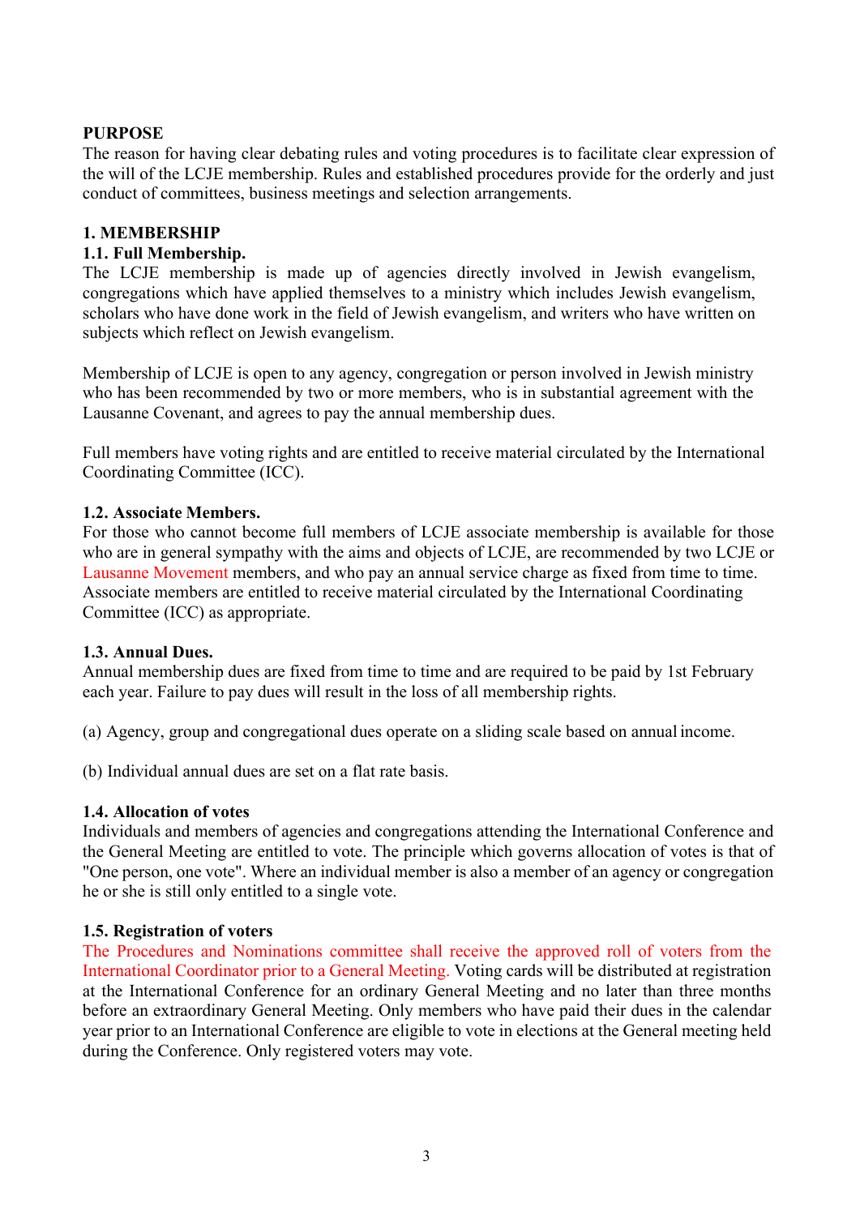## PURPOSE

The reason for having clear debating rules and voting procedures is to facilitate clear expression of the will of the LCJE membership. Rules and established procedures provide for the orderly and just conduct of committees, business meetings and selection arrangements.

## 1. MEMBERSHIP

### 1.1. Full Membership.

The LCJE membership is made up of agencies directly involved in Jewish evangelism, congregations which have applied themselves to a ministry which includes Jewish evangelism, scholars who have done work in the field of Jewish evangelism, and writers who have written on subjects which reflect on Jewish evangelism.

Membership of LCJE is open to any agency, congregation or person involved in Jewish ministry who has been recommended by two or more members, who is in substantial agreement with the Lausanne Covenant, and agrees to pay the annual membership dues.

Full members have voting rights and are entitled to receive material circulated by the International Coordinating Committee (ICC).

### 1.2. Associate Members.

For those who cannot become full members of LCJE associate membership is available for those who are in general sympathy with the aims and objects of LCJE, are recommended by two LCJE or Lausanne Movement members, and who pay an annual service charge as fixed from time to time. Associate members are entitled to receive material circulated by the International Coordinating Committee (ICC) as appropriate.

### 1.3. Annual Dues.

Annual membership dues are fixed from time to time and are required to be paid by 1st February each year. Failure to pay dues will result in the loss of all membership rights.

(a) Agency, group and congregational dues operate on a sliding scale based on annual income.

(b) Individual annual dues are set on a flat rate basis.

### 1.4. Allocation of votes

Individuals and members of agencies and congregations attending the International Conference and the General Meeting are entitled to vote. The principle which governs allocation of votes is that of "One person, one vote". Where an individual member is also a member of an agency or congregation he or she is still only entitled to a single vote.

### 1.5. Registration of voters

The Procedures and Nominations committee shall receive the approved roll of voters from the International Coordinator prior to a General Meeting. Voting cards will be distributed at registration at the International Conference for an ordinary General Meeting and no later than three months before an extraordinary General Meeting. Only members who have paid their dues in the calendar year prior to an International Conference are eligible to vote in elections at the General meeting held during the Conference. Only registered voters may vote.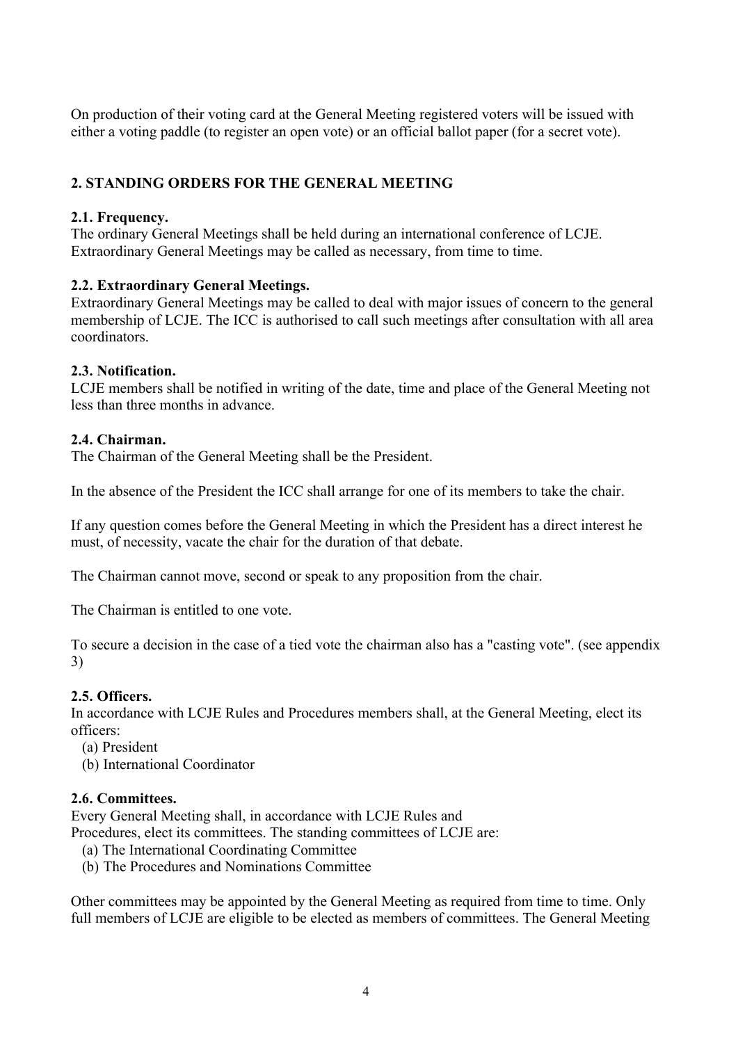On production of their voting card at the General Meeting registered voters will be issued with either a voting paddle (to register an open vote) or an official ballot paper (for a secret vote).

## 2. STANDING ORDERS FOR THE GENERAL MEETING

### 2.1. Frequency.

The ordinary General Meetings shall be held during an international conference of LCJE. Extraordinary General Meetings may be called as necessary, from time to time.

### 2.2. Extraordinary General Meetings.

Extraordinary General Meetings may be called to deal with major issues of concern to the general membership of LCJE. The ICC is authorised to call such meetings after consultation with all area coordinators.

### 2.3. Notification.

LCJE members shall be notified in writing of the date, time and place of the General Meeting not less than three months in advance.

### 2.4. Chairman.

The Chairman of the General Meeting shall be the President.

In the absence of the President the ICC shall arrange for one of its members to take the chair.

If any question comes before the General Meeting in which the President has a direct interest he must, of necessity, vacate the chair for the duration of that debate.

The Chairman cannot move, second or speak to any proposition from the chair.

The Chairman is entitled to one vote.

To secure a decision in the case of a tied vote the chairman also has a "casting vote". (see appendix 3)

### 2.5. Officers.

In accordance with LCJE Rules and Procedures members shall, at the General Meeting, elect its officers:

(a) President
(b) International Coordinator

### 2.6. Committees.

Every General Meeting shall, in accordance with LCJE Rules and Procedures, elect its committees. The standing committees of LCJE are:

(a) The International Coordinating Committee
(b) The Procedures and Nominations Committee

Other committees may be appointed by the General Meeting as required from time to time. Only full members of LCJE are eligible to be elected as members of committees. The General Meeting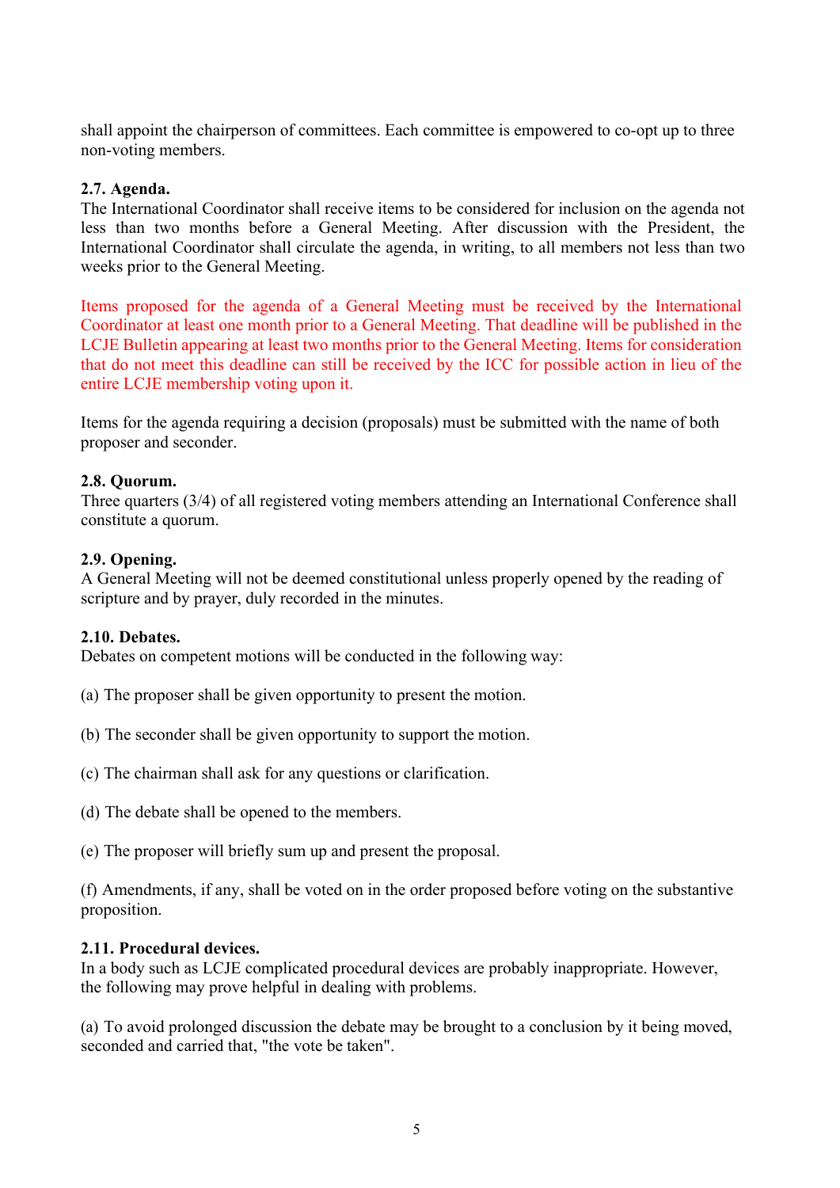shall appoint the chairperson of committees. Each committee is empowered to co-opt up to three non-voting members.

**2.7. Agenda.**
The International Coordinator shall receive items to be considered for inclusion on the agenda not less than two months before a General Meeting. After discussion with the President, the International Coordinator shall circulate the agenda, in writing, to all members not less than two weeks prior to the General Meeting.

Items proposed for the agenda of a General Meeting must be received by the International Coordinator at least one month prior to a General Meeting. That deadline will be published in the LCJE Bulletin appearing at least two months prior to the General Meeting. Items for consideration that do not meet this deadline can still be received by the ICC for possible action in lieu of the entire LCJE membership voting upon it.

Items for the agenda requiring a decision (proposals) must be submitted with the name of both proposer and seconder.

**2.8. Quorum.**
Three quarters (3/4) of all registered voting members attending an International Conference shall constitute a quorum.

**2.9. Opening.**
A General Meeting will not be deemed constitutional unless properly opened by the reading of scripture and by prayer, duly recorded in the minutes.

**2.10. Debates.**
Debates on competent motions will be conducted in the following way:

(a) The proposer shall be given opportunity to present the motion.

(b) The seconder shall be given opportunity to support the motion.

(c) The chairman shall ask for any questions or clarification.

(d) The debate shall be opened to the members.

(e) The proposer will briefly sum up and present the proposal.

(f) Amendments, if any, shall be voted on in the order proposed before voting on the substantive proposition.

**2.11. Procedural devices.**
In a body such as LCJE complicated procedural devices are probably inappropriate. However, the following may prove helpful in dealing with problems.

(a) To avoid prolonged discussion the debate may be brought to a conclusion by it being moved, seconded and carried that, "the vote be taken".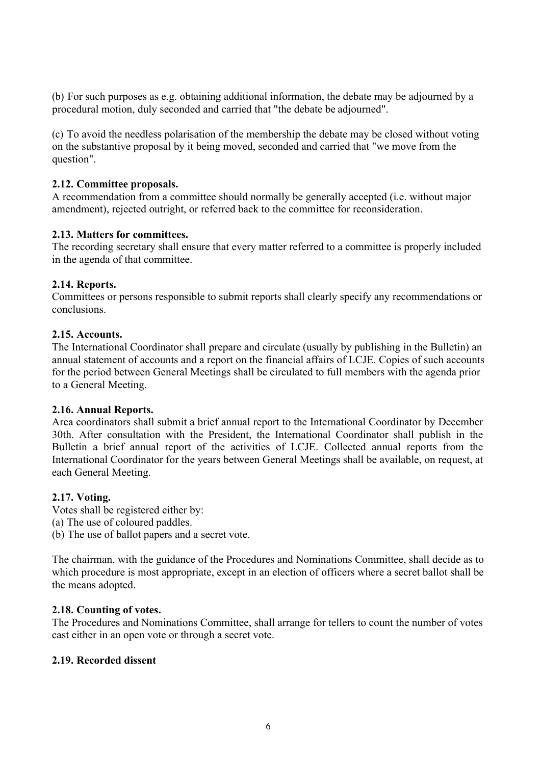(b) For such purposes as e.g. obtaining additional information, the debate may be adjourned by a procedural motion, duly seconded and carried that "the debate be adjourned".

(c) To avoid the needless polarisation of the membership the debate may be closed without voting on the substantive proposal by it being moved, seconded and carried that "we move from the question".

**2.12. Committee proposals.**
A recommendation from a committee should normally be generally accepted (i.e. without major amendment), rejected outright, or referred back to the committee for reconsideration.

**2.13. Matters for committees.**
The recording secretary shall ensure that every matter referred to a committee is properly included in the agenda of that committee.

**2.14. Reports.**
Committees or persons responsible to submit reports shall clearly specify any recommendations or conclusions.

**2.15. Accounts.**
The International Coordinator shall prepare and circulate (usually by publishing in the Bulletin) an annual statement of accounts and a report on the financial affairs of LCJE. Copies of such accounts for the period between General Meetings shall be circulated to full members with the agenda prior to a General Meeting.

**2.16. Annual Reports.**
Area coordinators shall submit a brief annual report to the International Coordinator by December 30th. After consultation with the President, the International Coordinator shall publish in the Bulletin a brief annual report of the activities of LCJE. Collected annual reports from the International Coordinator for the years between General Meetings shall be available, on request, at each General Meeting.

**2.17. Voting.**
Votes shall be registered either by:
(a) The use of coloured paddles.
(b) The use of ballot papers and a secret vote.

The chairman, with the guidance of the Procedures and Nominations Committee, shall decide as to which procedure is most appropriate, except in an election of officers where a secret ballot shall be the means adopted.

**2.18. Counting of votes.**
The Procedures and Nominations Committee, shall arrange for tellers to count the number of votes cast either in an open vote or through a secret vote.

**2.19. Recorded dissent**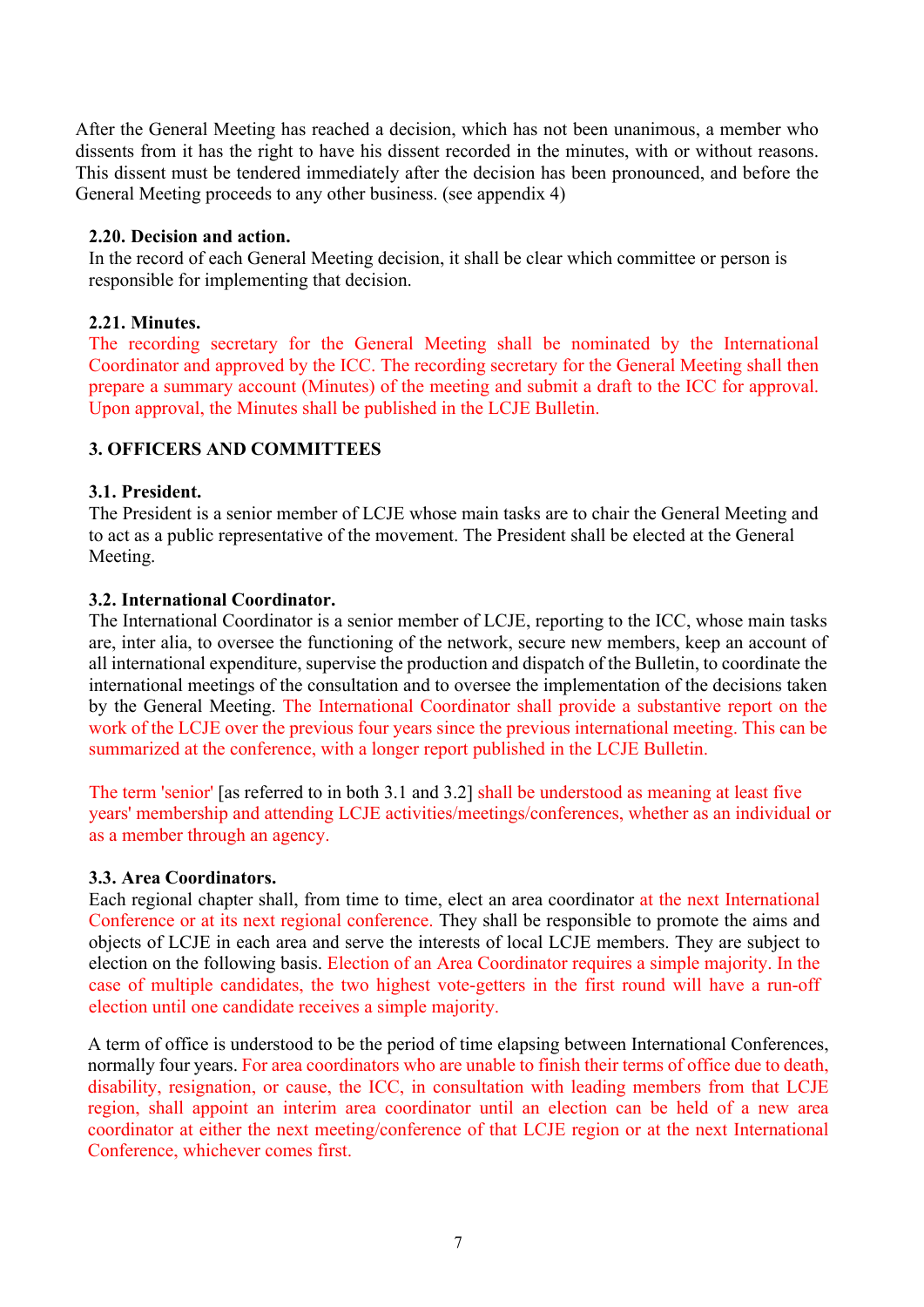After the General Meeting has reached a decision, which has not been unanimous, a member who dissents from it has the right to have his dissent recorded in the minutes, with or without reasons. This dissent must be tendered immediately after the decision has been pronounced, and before the General Meeting proceeds to any other business. (see appendix 4)

### 2.20. Decision and action.

In the record of each General Meeting decision, it shall be clear which committee or person is responsible for implementing that decision.

### 2.21. Minutes.

The recording secretary for the General Meeting shall be nominated by the International Coordinator and approved by the ICC. The recording secretary for the General Meeting shall then prepare a summary account (Minutes) of the meeting and submit a draft to the ICC for approval. Upon approval, the Minutes shall be published in the LCJE Bulletin.

## 3. OFFICERS AND COMMITTEES

### 3.1. President.

The President is a senior member of LCJE whose main tasks are to chair the General Meeting and to act as a public representative of the movement. The President shall be elected at the General Meeting.

### 3.2. International Coordinator.

The International Coordinator is a senior member of LCJE, reporting to the ICC, whose main tasks are, inter alia, to oversee the functioning of the network, secure new members, keep an account of all international expenditure, supervise the production and dispatch of the Bulletin, to coordinate the international meetings of the consultation and to oversee the implementation of the decisions taken by the General Meeting. The International Coordinator shall provide a substantive report on the work of the LCJE over the previous four years since the previous international meeting. This can be summarized at the conference, with a longer report published in the LCJE Bulletin.

The term 'senior' [as referred to in both 3.1 and 3.2] shall be understood as meaning at least five years' membership and attending LCJE activities/meetings/conferences, whether as an individual or as a member through an agency.

### 3.3. Area Coordinators.

Each regional chapter shall, from time to time, elect an area coordinator at the next International Conference or at its next regional conference. They shall be responsible to promote the aims and objects of LCJE in each area and serve the interests of local LCJE members. They are subject to election on the following basis. Election of an Area Coordinator requires a simple majority. In the case of multiple candidates, the two highest vote-getters in the first round will have a run-off election until one candidate receives a simple majority.

A term of office is understood to be the period of time elapsing between International Conferences, normally four years. For area coordinators who are unable to finish their terms of office due to death, disability, resignation, or cause, the ICC, in consultation with leading members from that LCJE region, shall appoint an interim area coordinator until an election can be held of a new area coordinator at either the next meeting/conference of that LCJE region or at the next International Conference, whichever comes first.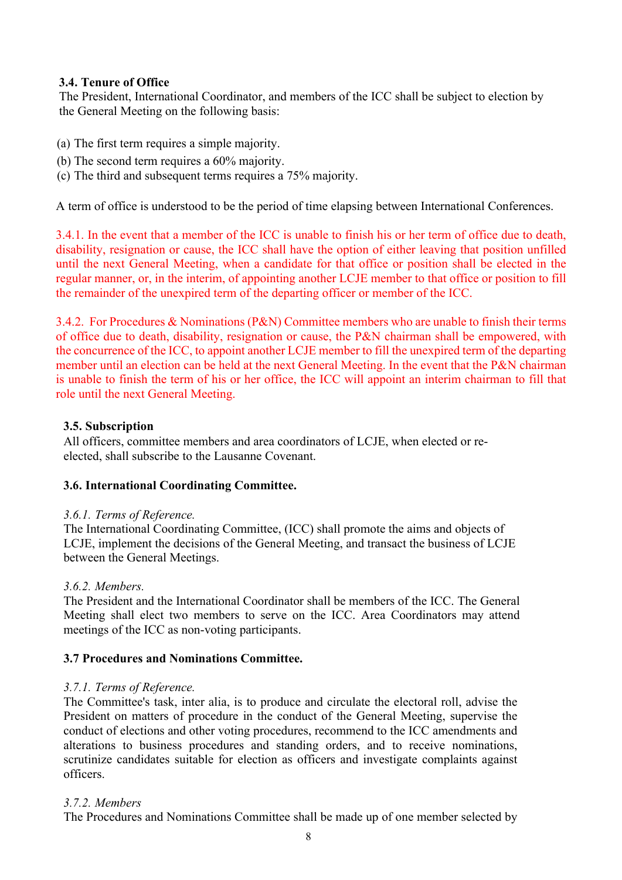### 3.4. Tenure of Office

The President, International Coordinator, and members of the ICC shall be subject to election by the General Meeting on the following basis:

(a) The first term requires a simple majority.
(b) The second term requires a 60% majority.
(c) The third and subsequent terms requires a 75% majority.

A term of office is understood to be the period of time elapsing between International Conferences.

3.4.1. In the event that a member of the ICC is unable to finish his or her term of office due to death, disability, resignation or cause, the ICC shall have the option of either leaving that position unfilled until the next General Meeting, when a candidate for that office or position shall be elected in the regular manner, or, in the interim, of appointing another LCJE member to that office or position to fill the remainder of the unexpired term of the departing officer or member of the ICC.

3.4.2. For Procedures & Nominations (P&N) Committee members who are unable to finish their terms of office due to death, disability, resignation or cause, the P&N chairman shall be empowered, with the concurrence of the ICC, to appoint another LCJE member to fill the unexpired term of the departing member until an election can be held at the next General Meeting. In the event that the P&N chairman is unable to finish the term of his or her office, the ICC will appoint an interim chairman to fill that role until the next General Meeting.

### 3.5. Subscription

All officers, committee members and area coordinators of LCJE, when elected or re-elected, shall subscribe to the Lausanne Covenant.

### 3.6. International Coordinating Committee.

*3.6.1. Terms of Reference.*

The International Coordinating Committee, (ICC) shall promote the aims and objects of LCJE, implement the decisions of the General Meeting, and transact the business of LCJE between the General Meetings.

*3.6.2. Members.*

The President and the International Coordinator shall be members of the ICC. The General Meeting shall elect two members to serve on the ICC. Area Coordinators may attend meetings of the ICC as non-voting participants.

### 3.7 Procedures and Nominations Committee.

*3.7.1. Terms of Reference.*

The Committee's task, inter alia, is to produce and circulate the electoral roll, advise the President on matters of procedure in the conduct of the General Meeting, supervise the conduct of elections and other voting procedures, recommend to the ICC amendments and alterations to business procedures and standing orders, and to receive nominations, scrutinize candidates suitable for election as officers and investigate complaints against officers.

*3.7.2. Members*

The Procedures and Nominations Committee shall be made up of one member selected by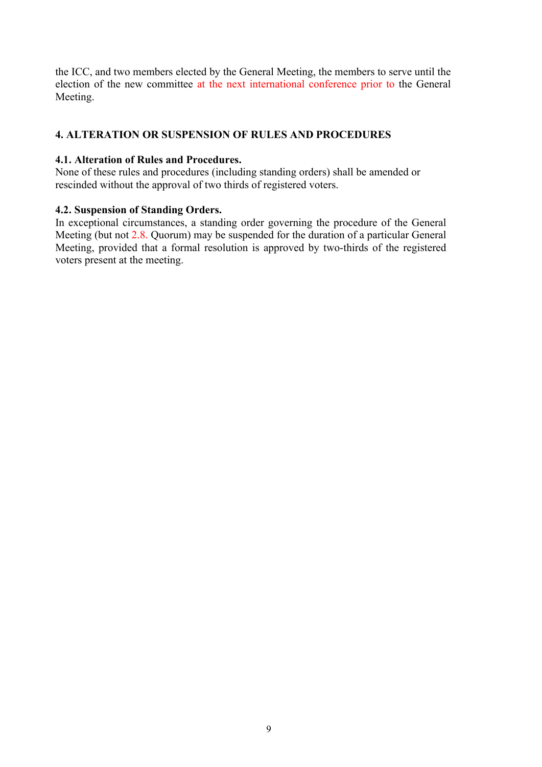the ICC, and two members elected by the General Meeting, the members to serve until the election of the new committee at the next international conference prior to the General Meeting.

## 4. ALTERATION OR SUSPENSION OF RULES AND PROCEDURES

### 4.1. Alteration of Rules and Procedures.

None of these rules and procedures (including standing orders) shall be amended or rescinded without the approval of two thirds of registered voters.

### 4.2. Suspension of Standing Orders.

In exceptional circumstances, a standing order governing the procedure of the General Meeting (but not 2.8. Quorum) may be suspended for the duration of a particular General Meeting, provided that a formal resolution is approved by two-thirds of the registered voters present at the meeting.